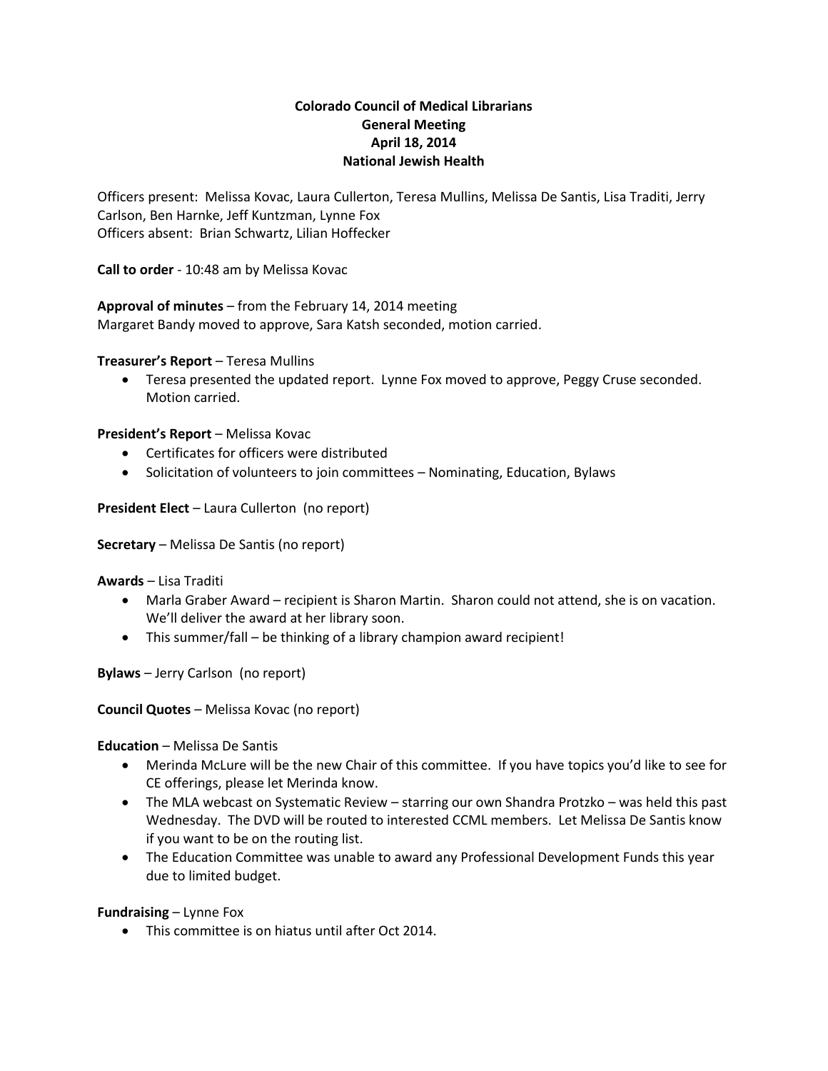**Colorado Council of Medical Librarians**
**General Meeting**
**April 18, 2014**
**National Jewish Health**

Officers present: Melissa Kovac, Laura Cullerton, Teresa Mullins, Melissa De Santis, Lisa Traditi, Jerry Carlson, Ben Harnke, Jeff Kuntzman, Lynne Fox
Officers absent: Brian Schwartz, Lilian Hoffecker

**Call to order** - 10:48 am by Melissa Kovac

**Approval of minutes** – from the February 14, 2014 meeting
Margaret Bandy moved to approve, Sara Katsh seconded, motion carried.

**Treasurer's Report** – Teresa Mullins

- Teresa presented the updated report. Lynne Fox moved to approve, Peggy Cruse seconded. Motion carried.

**President's Report** – Melissa Kovac

- Certificates for officers were distributed
- Solicitation of volunteers to join committees – Nominating, Education, Bylaws

**President Elect** – Laura Cullerton (no report)

**Secretary** – Melissa De Santis (no report)

**Awards** – Lisa Traditi

- Marla Graber Award – recipient is Sharon Martin. Sharon could not attend, she is on vacation. We'll deliver the award at her library soon.
- This summer/fall – be thinking of a library champion award recipient!

**Bylaws** – Jerry Carlson (no report)

**Council Quotes** – Melissa Kovac (no report)

**Education** – Melissa De Santis

- Merinda McLure will be the new Chair of this committee. If you have topics you'd like to see for CE offerings, please let Merinda know.
- The MLA webcast on Systematic Review – starring our own Shandra Protzko – was held this past Wednesday. The DVD will be routed to interested CCML members. Let Melissa De Santis know if you want to be on the routing list.
- The Education Committee was unable to award any Professional Development Funds this year due to limited budget.

**Fundraising** – Lynne Fox

- This committee is on hiatus until after Oct 2014.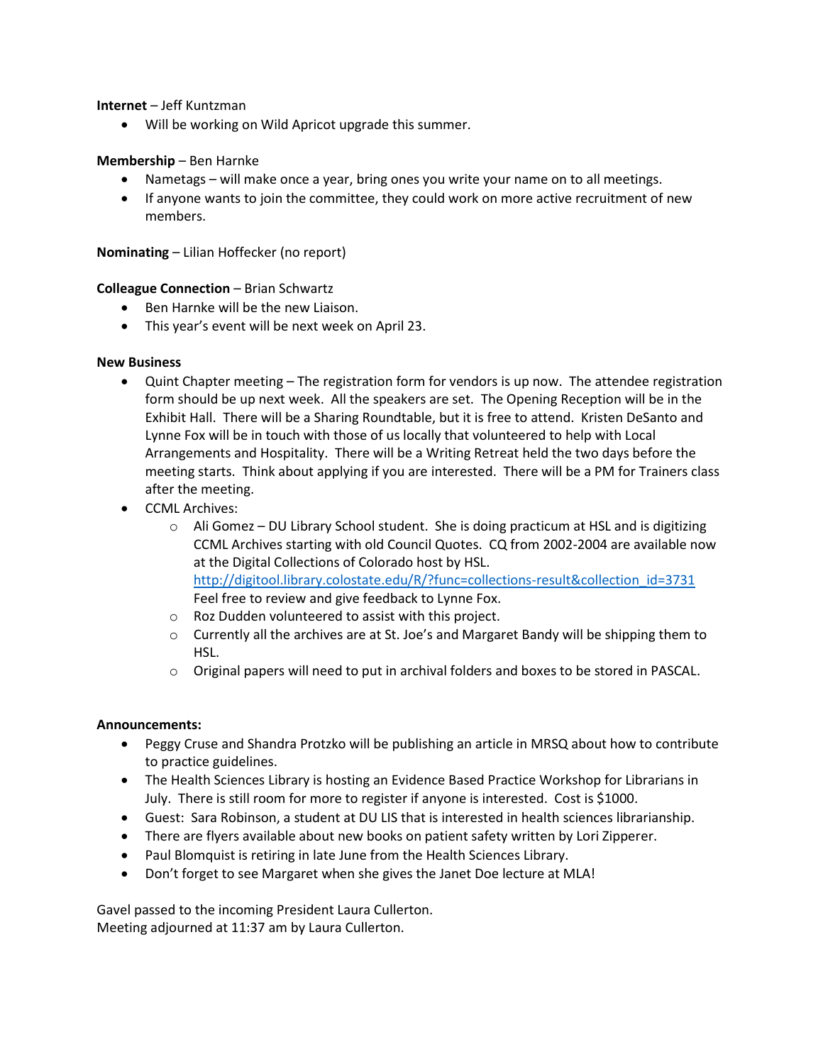**Internet** – Jeff Kuntzman

- Will be working on Wild Apricot upgrade this summer.

**Membership** – Ben Harnke

- Nametags – will make once a year, bring ones you write your name on to all meetings.
- If anyone wants to join the committee, they could work on more active recruitment of new members.

**Nominating** – Lilian Hoffecker (no report)

**Colleague Connection** – Brian Schwartz

- Ben Harnke will be the new Liaison.
- This year's event will be next week on April 23.

**New Business**

- Quint Chapter meeting – The registration form for vendors is up now. The attendee registration form should be up next week. All the speakers are set. The Opening Reception will be in the Exhibit Hall. There will be a Sharing Roundtable, but it is free to attend. Kristen DeSanto and Lynne Fox will be in touch with those of us locally that volunteered to help with Local Arrangements and Hospitality. There will be a Writing Retreat held the two days before the meeting starts. Think about applying if you are interested. There will be a PM for Trainers class after the meeting.
- CCML Archives:
    - Ali Gomez – DU Library School student. She is doing practicum at HSL and is digitizing CCML Archives starting with old Council Quotes. CQ from 2002-2004 are available now at the Digital Collections of Colorado host by HSL. [http://digitool.library.colostate.edu/R/?func=collections-result&collection_id=3731](http://digitool.library.colostate.edu/R/?func=collections-result&collection_id=3731) Feel free to review and give feedback to Lynne Fox.
    - Roz Dudden volunteered to assist with this project.
    - Currently all the archives are at St. Joe's and Margaret Bandy will be shipping them to HSL.
    - Original papers will need to put in archival folders and boxes to be stored in PASCAL.

**Announcements:**

- Peggy Cruse and Shandra Protzko will be publishing an article in MRSQ about how to contribute to practice guidelines.
- The Health Sciences Library is hosting an Evidence Based Practice Workshop for Librarians in July. There is still room for more to register if anyone is interested. Cost is $1000.
- Guest: Sara Robinson, a student at DU LIS that is interested in health sciences librarianship.
- There are flyers available about new books on patient safety written by Lori Zipperer.
- Paul Blomquist is retiring in late June from the Health Sciences Library.
- Don't forget to see Margaret when she gives the Janet Doe lecture at MLA!

Gavel passed to the incoming President Laura Cullerton.
Meeting adjourned at 11:37 am by Laura Cullerton.